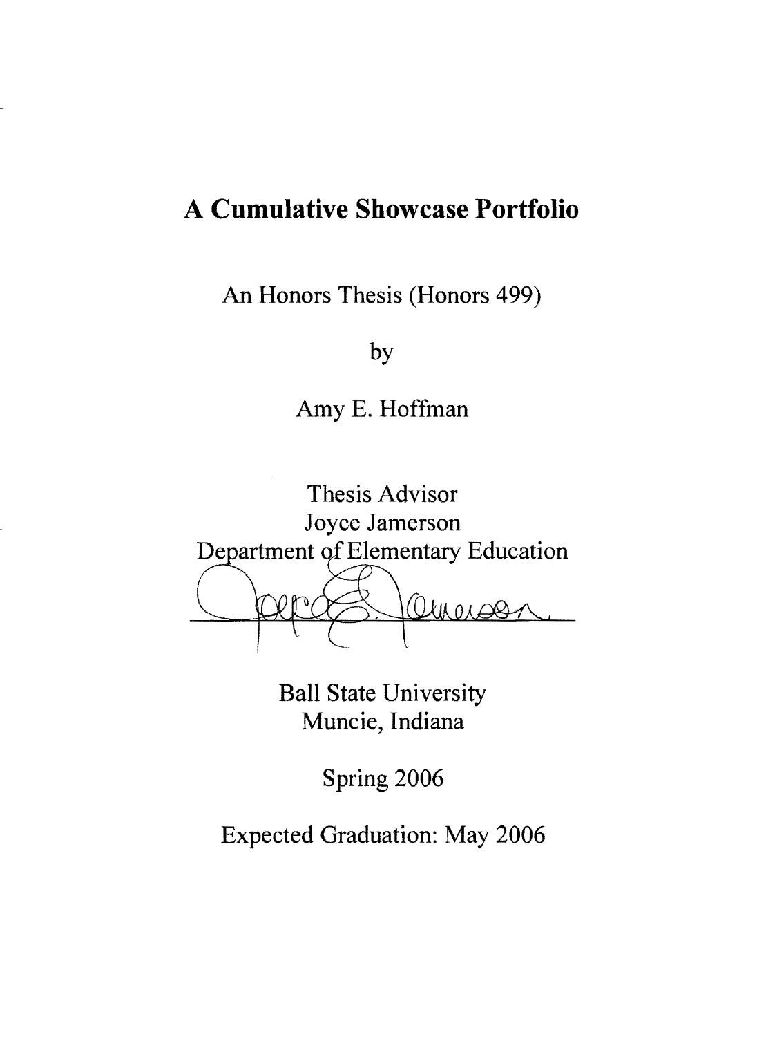# A Cumulative Showcase Portfolio

An Honors Thesis (Honors 499)

by

Amy E. Hoffman

Thesis Advisor
Joyce Jamerson
Department of Elementary Education

Ball State University
Muncie, Indiana

Spring 2006

Expected Graduation: May 2006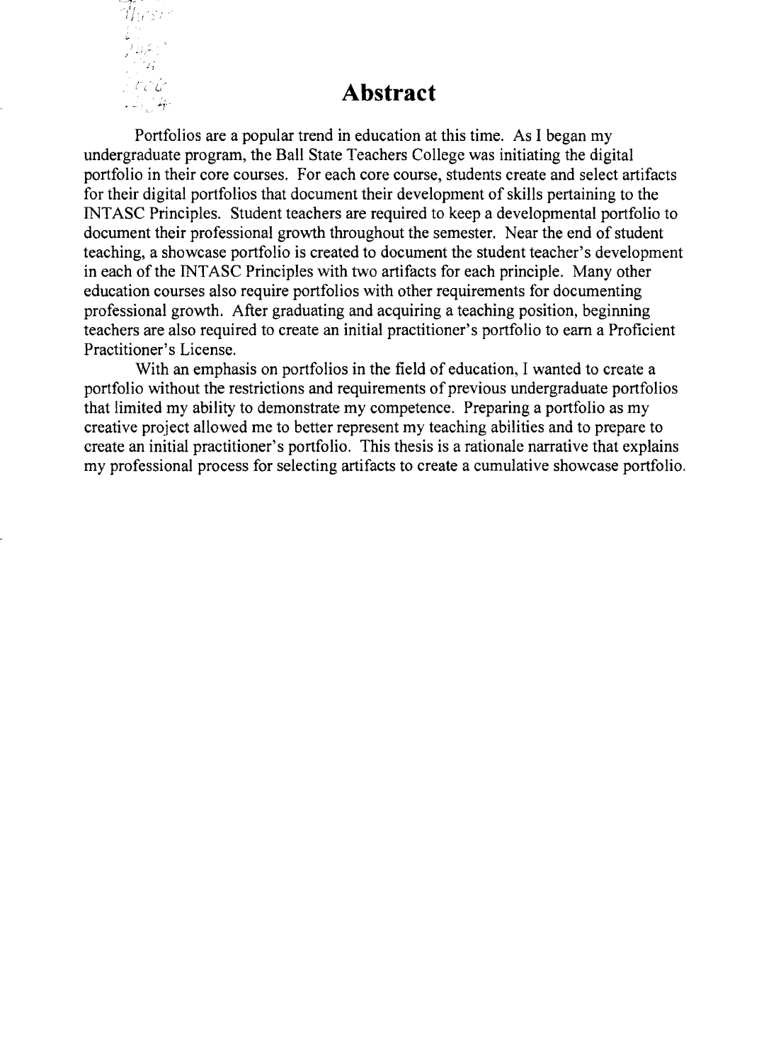# Abstract

Portfolios are a popular trend in education at this time. As I began my undergraduate program, the Ball State Teachers College was initiating the digital portfolio in their core courses. For each core course, students create and select artifacts for their digital portfolios that document their development of skills pertaining to the INTASC Principles. Student teachers are required to keep a developmental portfolio to document their professional growth throughout the semester. Near the end of student teaching, a showcase portfolio is created to document the student teacher's development in each of the INTASC Principles with two artifacts for each principle. Many other education courses also require portfolios with other requirements for documenting professional growth. After graduating and acquiring a teaching position, beginning teachers are also required to create an initial practitioner's portfolio to earn a Proficient Practitioner's License.

With an emphasis on portfolios in the field of education, I wanted to create a portfolio without the restrictions and requirements of previous undergraduate portfolios that limited my ability to demonstrate my competence. Preparing a portfolio as my creative project allowed me to better represent my teaching abilities and to prepare to create an initial practitioner's portfolio. This thesis is a rationale narrative that explains my professional process for selecting artifacts to create a cumulative showcase portfolio.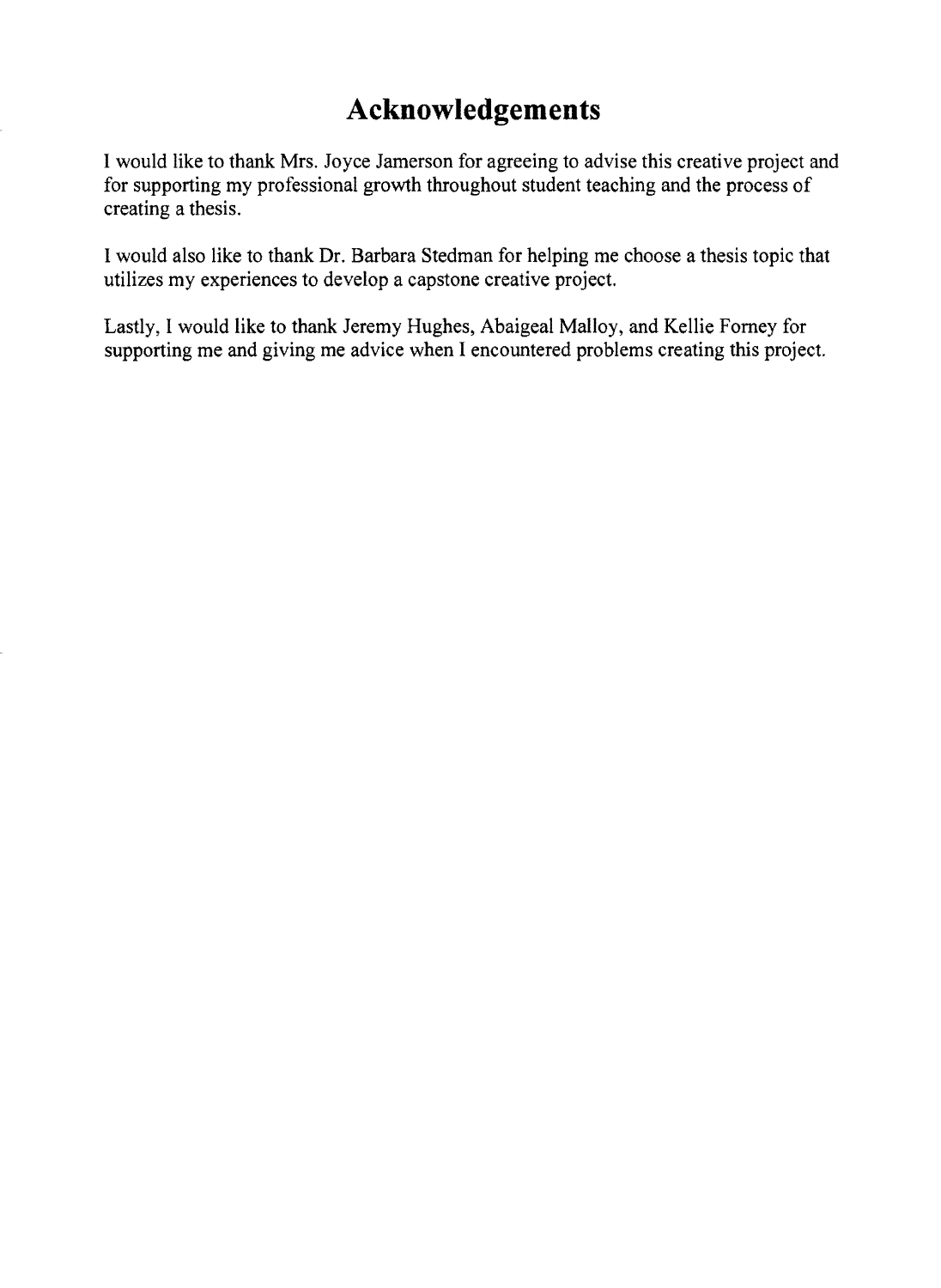# Acknowledgements

I would like to thank Mrs. Joyce Jamerson for agreeing to advise this creative project and for supporting my professional growth throughout student teaching and the process of creating a thesis.

I would also like to thank Dr. Barbara Stedman for helping me choose a thesis topic that utilizes my experiences to develop a capstone creative project.

Lastly, I would like to thank Jeremy Hughes, Abaigeal Malloy, and Kellie Forney for supporting me and giving me advice when I encountered problems creating this project.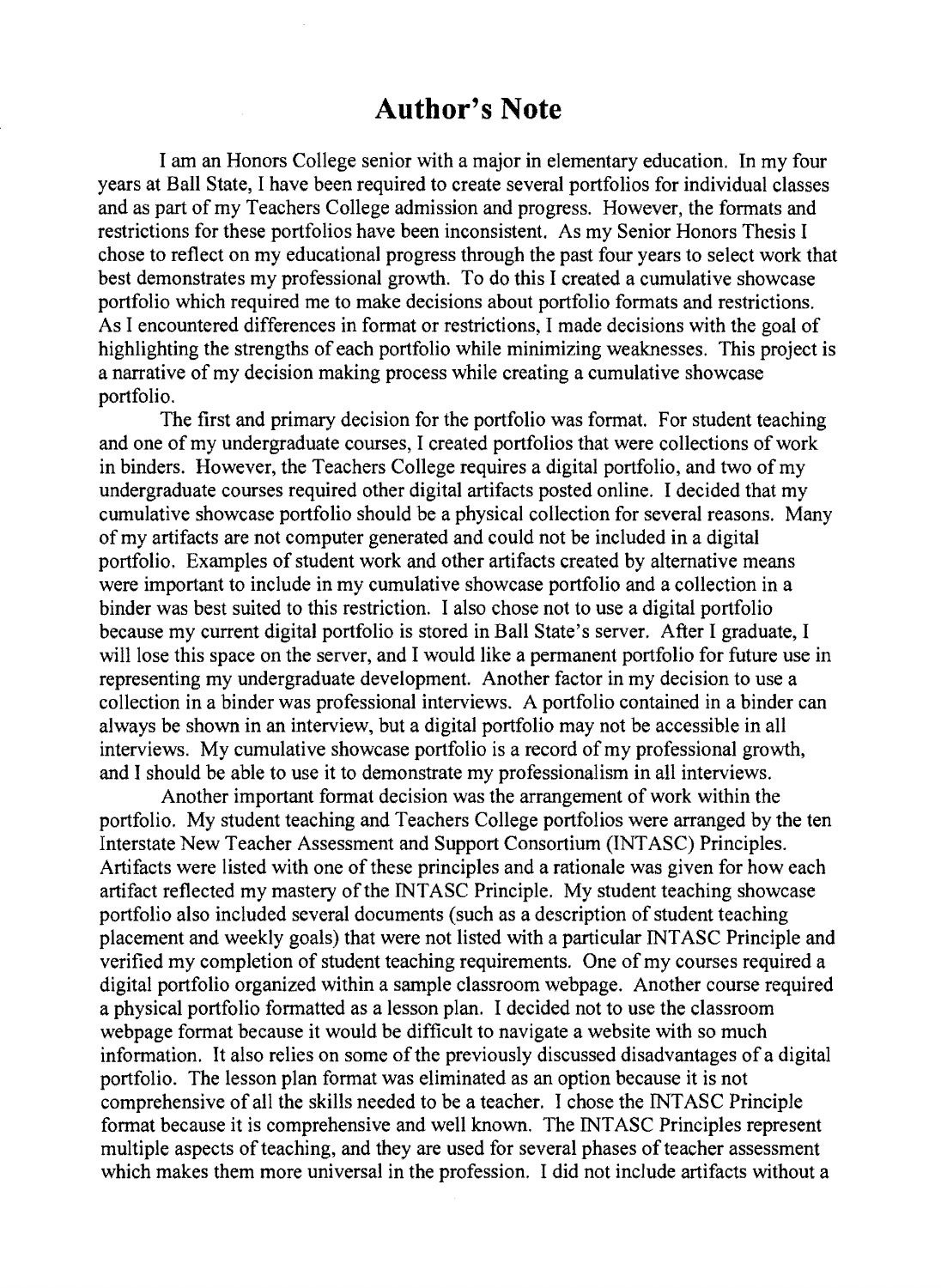# Author's Note

I am an Honors College senior with a major in elementary education. In my four years at Ball State, I have been required to create several portfolios for individual classes and as part of my Teachers College admission and progress. However, the formats and restrictions for these portfolios have been inconsistent. As my Senior Honors Thesis I chose to reflect on my educational progress through the past four years to select work that best demonstrates my professional growth. To do this I created a cumulative showcase portfolio which required me to make decisions about portfolio formats and restrictions. As I encountered differences in format or restrictions, I made decisions with the goal of highlighting the strengths of each portfolio while minimizing weaknesses. This project is a narrative of my decision making process while creating a cumulative showcase portfolio.

The first and primary decision for the portfolio was format. For student teaching and one of my undergraduate courses, I created portfolios that were collections of work in binders. However, the Teachers College requires a digital portfolio, and two of my undergraduate courses required other digital artifacts posted online. I decided that my cumulative showcase portfolio should be a physical collection for several reasons. Many of my artifacts are not computer generated and could not be included in a digital portfolio. Examples of student work and other artifacts created by alternative means were important to include in my cumulative showcase portfolio and a collection in a binder was best suited to this restriction. I also chose not to use a digital portfolio because my current digital portfolio is stored in Ball State's server. After I graduate, I will lose this space on the server, and I would like a permanent portfolio for future use in representing my undergraduate development. Another factor in my decision to use a collection in a binder was professional interviews. A portfolio contained in a binder can always be shown in an interview, but a digital portfolio may not be accessible in all interviews. My cumulative showcase portfolio is a record of my professional growth, and I should be able to use it to demonstrate my professionalism in all interviews.

Another important format decision was the arrangement of work within the portfolio. My student teaching and Teachers College portfolios were arranged by the ten Interstate New Teacher Assessment and Support Consortium (INTASC) Principles. Artifacts were listed with one of these principles and a rationale was given for how each artifact reflected my mastery of the INTASC Principle. My student teaching showcase portfolio also included several documents (such as a description of student teaching placement and weekly goals) that were not listed with a particular INTASC Principle and verified my completion of student teaching requirements. One of my courses required a digital portfolio organized within a sample classroom webpage. Another course required a physical portfolio formatted as a lesson plan. I decided not to use the classroom webpage format because it would be difficult to navigate a website with so much information. It also relies on some of the previously discussed disadvantages of a digital portfolio. The lesson plan format was eliminated as an option because it is not comprehensive of all the skills needed to be a teacher. I chose the INTASC Principle format because it is comprehensive and well known. The INTASC Principles represent multiple aspects of teaching, and they are used for several phases of teacher assessment which makes them more universal in the profession. I did not include artifacts without a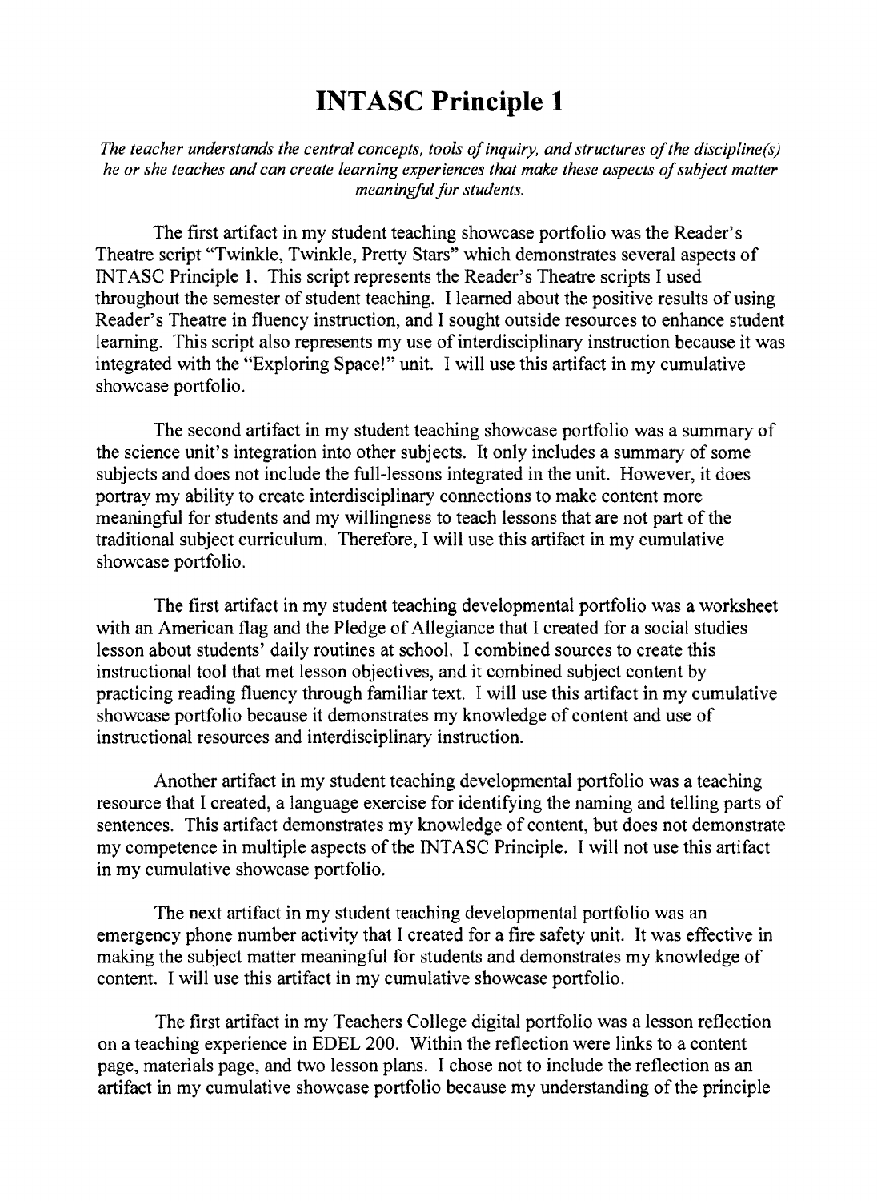# INTASC Principle 1

*The teacher understands the central concepts, tools of inquiry, and structures of the discipline(s) he or she teaches and can create learning experiences that make these aspects of subject matter meaningful for students.*

The first artifact in my student teaching showcase portfolio was the Reader's Theatre script "Twinkle, Twinkle, Pretty Stars" which demonstrates several aspects of INTASC Principle 1. This script represents the Reader's Theatre scripts I used throughout the semester of student teaching. I learned about the positive results of using Reader's Theatre in fluency instruction, and I sought outside resources to enhance student learning. This script also represents my use of interdisciplinary instruction because it was integrated with the "Exploring Space!" unit. I will use this artifact in my cumulative showcase portfolio.

The second artifact in my student teaching showcase portfolio was a summary of the science unit's integration into other subjects. It only includes a summary of some subjects and does not include the full-lessons integrated in the unit. However, it does portray my ability to create interdisciplinary connections to make content more meaningful for students and my willingness to teach lessons that are not part of the traditional subject curriculum. Therefore, I will use this artifact in my cumulative showcase portfolio.

The first artifact in my student teaching developmental portfolio was a worksheet with an American flag and the Pledge of Allegiance that I created for a social studies lesson about students' daily routines at school. I combined sources to create this instructional tool that met lesson objectives, and it combined subject content by practicing reading fluency through familiar text. I will use this artifact in my cumulative showcase portfolio because it demonstrates my knowledge of content and use of instructional resources and interdisciplinary instruction.

Another artifact in my student teaching developmental portfolio was a teaching resource that I created, a language exercise for identifying the naming and telling parts of sentences. This artifact demonstrates my knowledge of content, but does not demonstrate my competence in multiple aspects of the INTASC Principle. I will not use this artifact in my cumulative showcase portfolio.

The next artifact in my student teaching developmental portfolio was an emergency phone number activity that I created for a fire safety unit. It was effective in making the subject matter meaningful for students and demonstrates my knowledge of content. I will use this artifact in my cumulative showcase portfolio.

The first artifact in my Teachers College digital portfolio was a lesson reflection on a teaching experience in EDEL 200. Within the reflection were links to a content page, materials page, and two lesson plans. I chose not to include the reflection as an artifact in my cumulative showcase portfolio because my understanding of the principle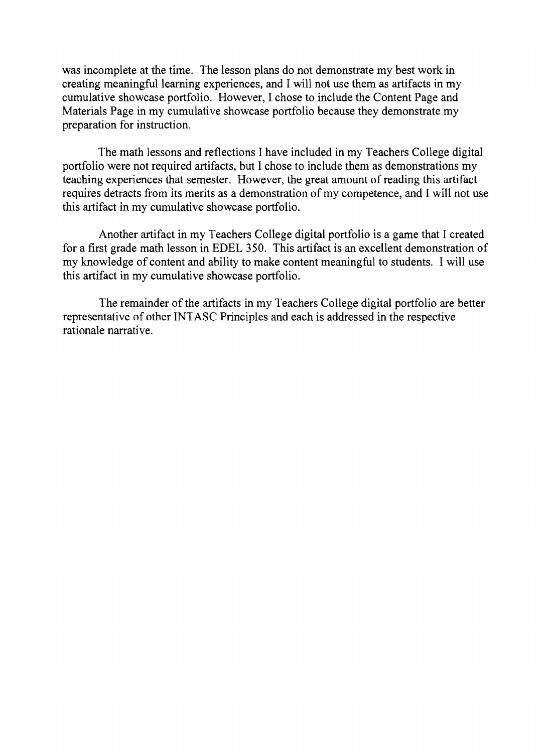was incomplete at the time. The lesson plans do not demonstrate my best work in creating meaningful learning experiences, and I will not use them as artifacts in my cumulative showcase portfolio. However, I chose to include the Content Page and Materials Page in my cumulative showcase portfolio because they demonstrate my preparation for instruction.

The math lessons and reflections I have included in my Teachers College digital portfolio were not required artifacts, but I chose to include them as demonstrations my teaching experiences that semester. However, the great amount of reading this artifact requires detracts from its merits as a demonstration of my competence, and I will not use this artifact in my cumulative showcase portfolio.

Another artifact in my Teachers College digital portfolio is a game that I created for a first grade math lesson in EDEL 350. This artifact is an excellent demonstration of my knowledge of content and ability to make content meaningful to students. I will use this artifact in my cumulative showcase portfolio.

The remainder of the artifacts in my Teachers College digital portfolio are better representative of other INTASC Principles and each is addressed in the respective rationale narrative.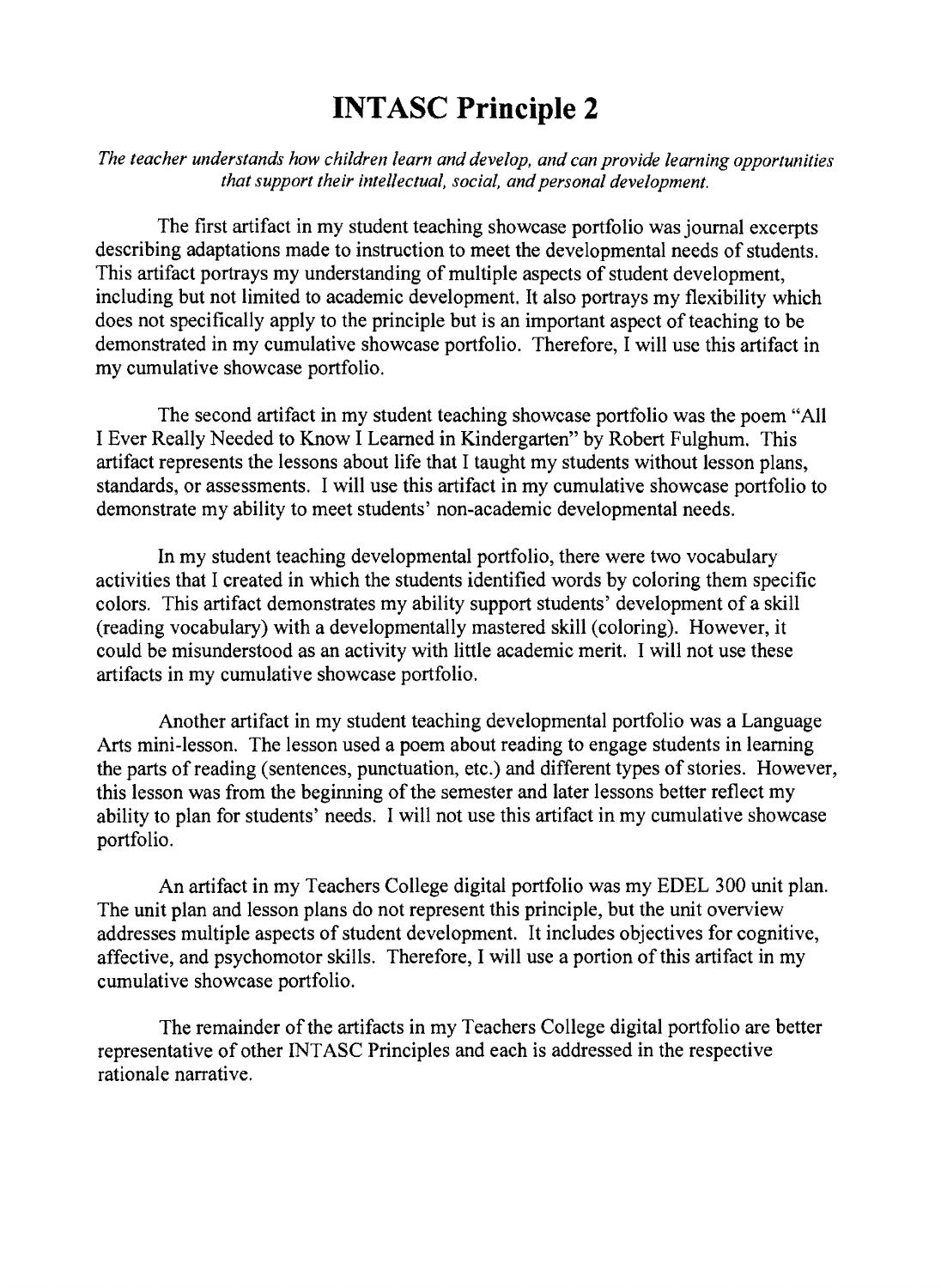# INTASC Principle 2

*The teacher understands how children learn and develop, and can provide learning opportunities that support their intellectual, social, and personal development.*

The first artifact in my student teaching showcase portfolio was journal excerpts describing adaptations made to instruction to meet the developmental needs of students. This artifact portrays my understanding of multiple aspects of student development, including but not limited to academic development. It also portrays my flexibility which does not specifically apply to the principle but is an important aspect of teaching to be demonstrated in my cumulative showcase portfolio. Therefore, I will use this artifact in my cumulative showcase portfolio.

The second artifact in my student teaching showcase portfolio was the poem "All I Ever Really Needed to Know I Learned in Kindergarten" by Robert Fulghum. This artifact represents the lessons about life that I taught my students without lesson plans, standards, or assessments. I will use this artifact in my cumulative showcase portfolio to demonstrate my ability to meet students' non-academic developmental needs.

In my student teaching developmental portfolio, there were two vocabulary activities that I created in which the students identified words by coloring them specific colors. This artifact demonstrates my ability support students' development of a skill (reading vocabulary) with a developmentally mastered skill (coloring). However, it could be misunderstood as an activity with little academic merit. I will not use these artifacts in my cumulative showcase portfolio.

Another artifact in my student teaching developmental portfolio was a Language Arts mini-lesson. The lesson used a poem about reading to engage students in learning the parts of reading (sentences, punctuation, etc.) and different types of stories. However, this lesson was from the beginning of the semester and later lessons better reflect my ability to plan for students' needs. I will not use this artifact in my cumulative showcase portfolio.

An artifact in my Teachers College digital portfolio was my EDEL 300 unit plan. The unit plan and lesson plans do not represent this principle, but the unit overview addresses multiple aspects of student development. It includes objectives for cognitive, affective, and psychomotor skills. Therefore, I will use a portion of this artifact in my cumulative showcase portfolio.

The remainder of the artifacts in my Teachers College digital portfolio are better representative of other INTASC Principles and each is addressed in the respective rationale narrative.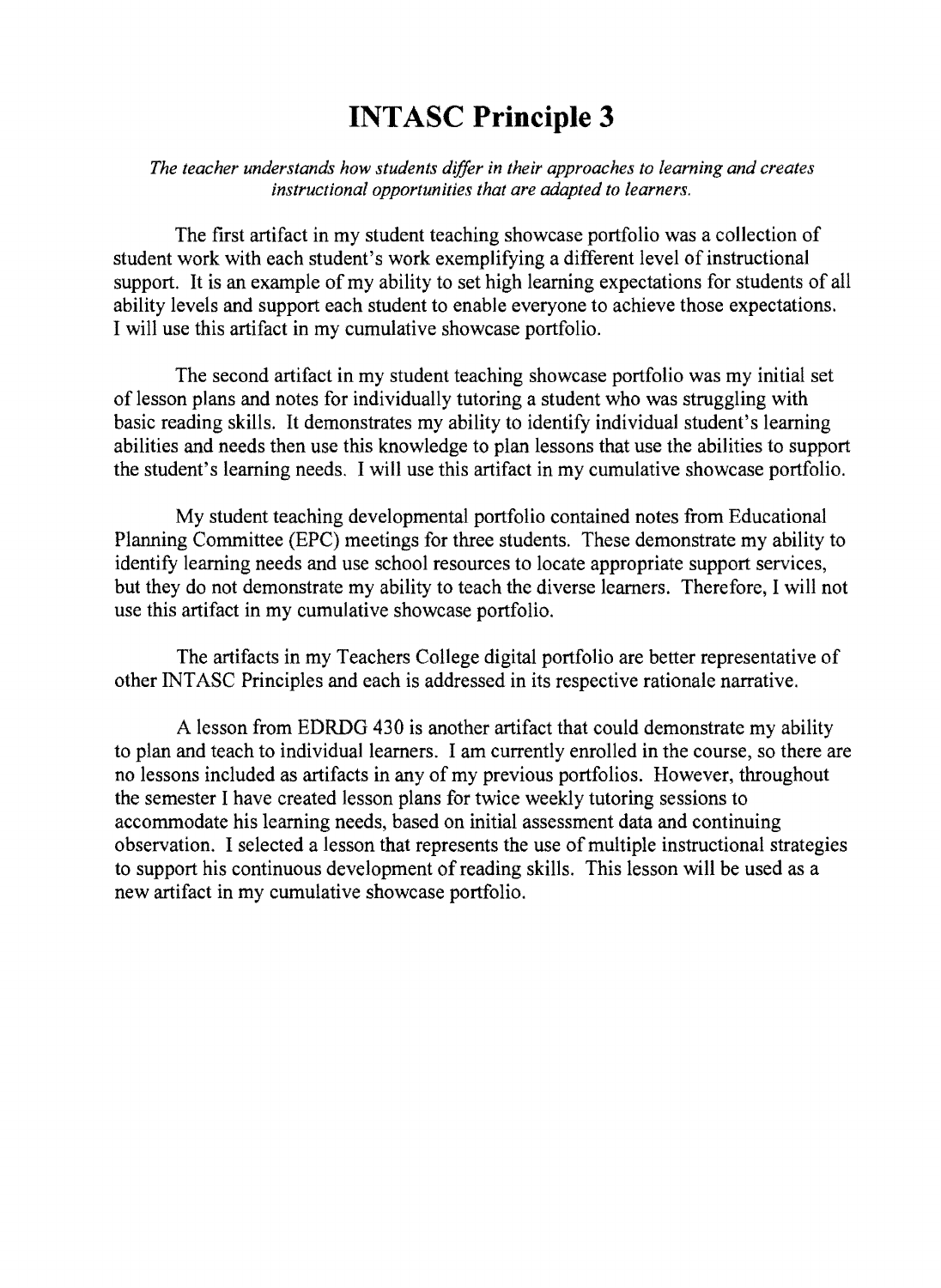# INTASC Principle 3

*The teacher understands how students differ in their approaches to learning and creates instructional opportunities that are adapted to learners.*

The first artifact in my student teaching showcase portfolio was a collection of student work with each student's work exemplifying a different level of instructional support. It is an example of my ability to set high learning expectations for students of all ability levels and support each student to enable everyone to achieve those expectations. I will use this artifact in my cumulative showcase portfolio.

The second artifact in my student teaching showcase portfolio was my initial set of lesson plans and notes for individually tutoring a student who was struggling with basic reading skills. It demonstrates my ability to identify individual student's learning abilities and needs then use this knowledge to plan lessons that use the abilities to support the student's learning needs. I will use this artifact in my cumulative showcase portfolio.

My student teaching developmental portfolio contained notes from Educational Planning Committee (EPC) meetings for three students. These demonstrate my ability to identify learning needs and use school resources to locate appropriate support services, but they do not demonstrate my ability to teach the diverse learners. Therefore, I will not use this artifact in my cumulative showcase portfolio.

The artifacts in my Teachers College digital portfolio are better representative of other INTASC Principles and each is addressed in its respective rationale narrative.

A lesson from EDRDG 430 is another artifact that could demonstrate my ability to plan and teach to individual learners. I am currently enrolled in the course, so there are no lessons included as artifacts in any of my previous portfolios. However, throughout the semester I have created lesson plans for twice weekly tutoring sessions to accommodate his learning needs, based on initial assessment data and continuing observation. I selected a lesson that represents the use of multiple instructional strategies to support his continuous development of reading skills. This lesson will be used as a new artifact in my cumulative showcase portfolio.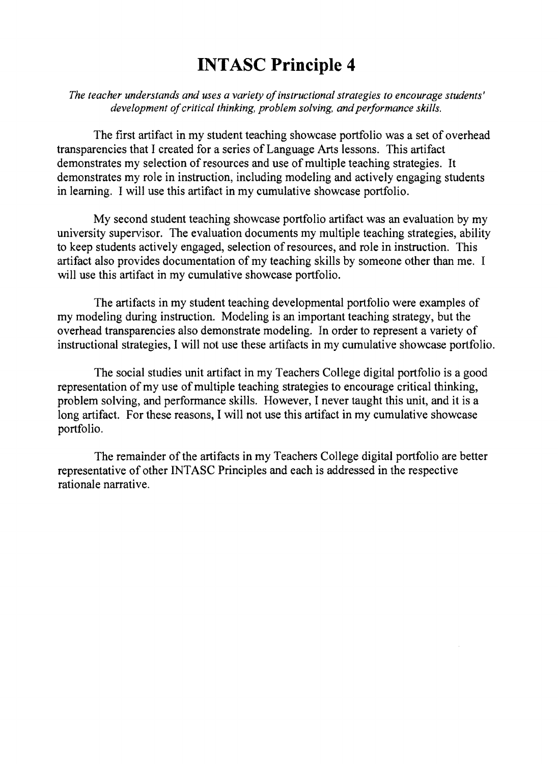# INTASC Principle 4

*The teacher understands and uses a variety of instructional strategies to encourage students' development of critical thinking, problem solving, and performance skills.*

The first artifact in my student teaching showcase portfolio was a set of overhead transparencies that I created for a series of Language Arts lessons. This artifact demonstrates my selection of resources and use of multiple teaching strategies. It demonstrates my role in instruction, including modeling and actively engaging students in learning. I will use this artifact in my cumulative showcase portfolio.

My second student teaching showcase portfolio artifact was an evaluation by my university supervisor. The evaluation documents my multiple teaching strategies, ability to keep students actively engaged, selection of resources, and role in instruction. This artifact also provides documentation of my teaching skills by someone other than me. I will use this artifact in my cumulative showcase portfolio.

The artifacts in my student teaching developmental portfolio were examples of my modeling during instruction. Modeling is an important teaching strategy, but the overhead transparencies also demonstrate modeling. In order to represent a variety of instructional strategies, I will not use these artifacts in my cumulative showcase portfolio.

The social studies unit artifact in my Teachers College digital portfolio is a good representation of my use of multiple teaching strategies to encourage critical thinking, problem solving, and performance skills. However, I never taught this unit, and it is a long artifact. For these reasons, I will not use this artifact in my cumulative showcase portfolio.

The remainder of the artifacts in my Teachers College digital portfolio are better representative of other INTASC Principles and each is addressed in the respective rationale narrative.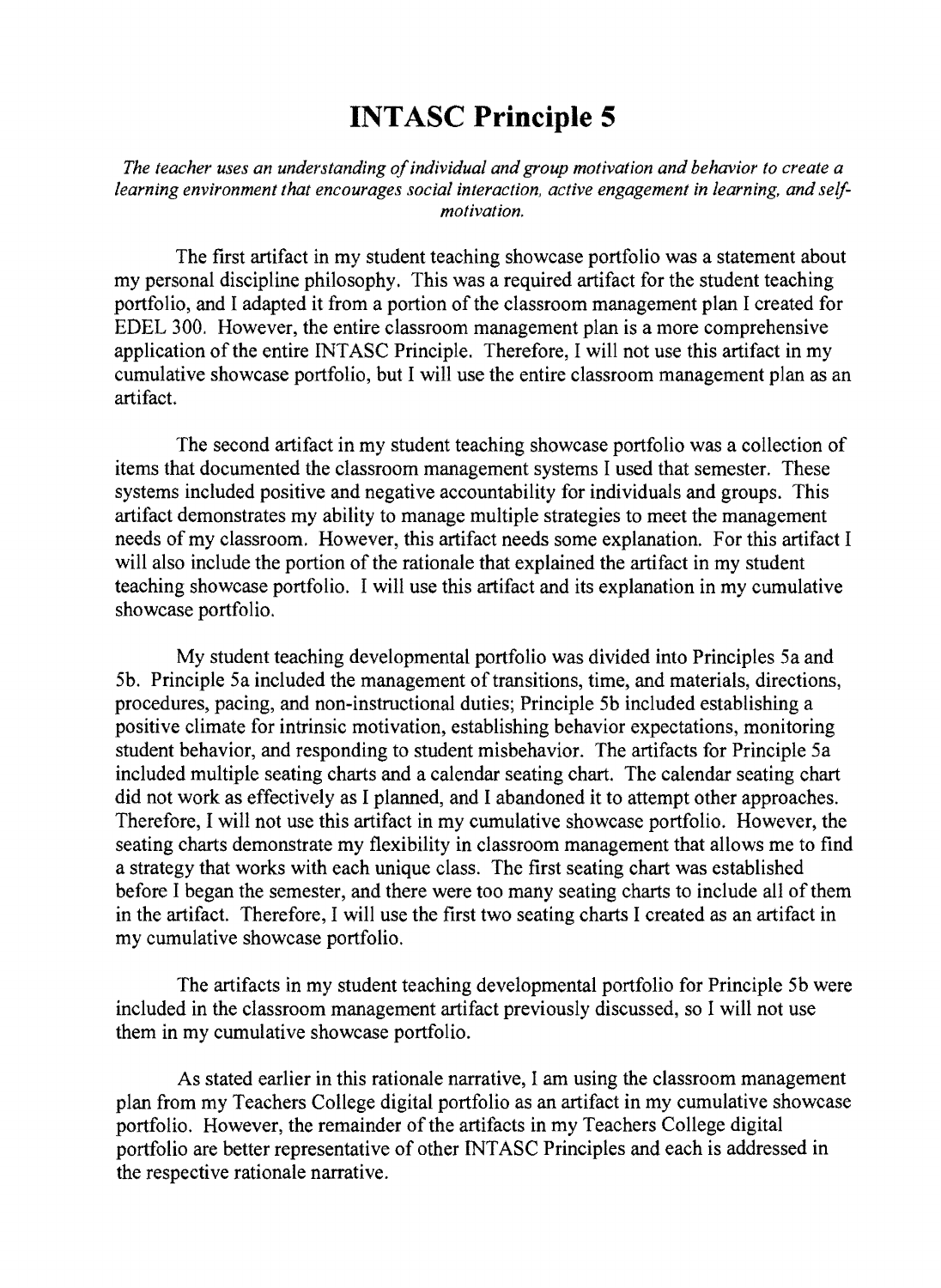# INTASC Principle 5

*The teacher uses an understanding of individual and group motivation and behavior to create a learning environment that encourages social interaction, active engagement in learning, and self-motivation.*

The first artifact in my student teaching showcase portfolio was a statement about my personal discipline philosophy. This was a required artifact for the student teaching portfolio, and I adapted it from a portion of the classroom management plan I created for EDEL 300. However, the entire classroom management plan is a more comprehensive application of the entire INTASC Principle. Therefore, I will not use this artifact in my cumulative showcase portfolio, but I will use the entire classroom management plan as an artifact.

The second artifact in my student teaching showcase portfolio was a collection of items that documented the classroom management systems I used that semester. These systems included positive and negative accountability for individuals and groups. This artifact demonstrates my ability to manage multiple strategies to meet the management needs of my classroom. However, this artifact needs some explanation. For this artifact I will also include the portion of the rationale that explained the artifact in my student teaching showcase portfolio. I will use this artifact and its explanation in my cumulative showcase portfolio.

My student teaching developmental portfolio was divided into Principles 5a and 5b. Principle 5a included the management of transitions, time, and materials, directions, procedures, pacing, and non-instructional duties; Principle 5b included establishing a positive climate for intrinsic motivation, establishing behavior expectations, monitoring student behavior, and responding to student misbehavior. The artifacts for Principle 5a included multiple seating charts and a calendar seating chart. The calendar seating chart did not work as effectively as I planned, and I abandoned it to attempt other approaches. Therefore, I will not use this artifact in my cumulative showcase portfolio. However, the seating charts demonstrate my flexibility in classroom management that allows me to find a strategy that works with each unique class. The first seating chart was established before I began the semester, and there were too many seating charts to include all of them in the artifact. Therefore, I will use the first two seating charts I created as an artifact in my cumulative showcase portfolio.

The artifacts in my student teaching developmental portfolio for Principle 5b were included in the classroom management artifact previously discussed, so I will not use them in my cumulative showcase portfolio.

As stated earlier in this rationale narrative, I am using the classroom management plan from my Teachers College digital portfolio as an artifact in my cumulative showcase portfolio. However, the remainder of the artifacts in my Teachers College digital portfolio are better representative of other INTASC Principles and each is addressed in the respective rationale narrative.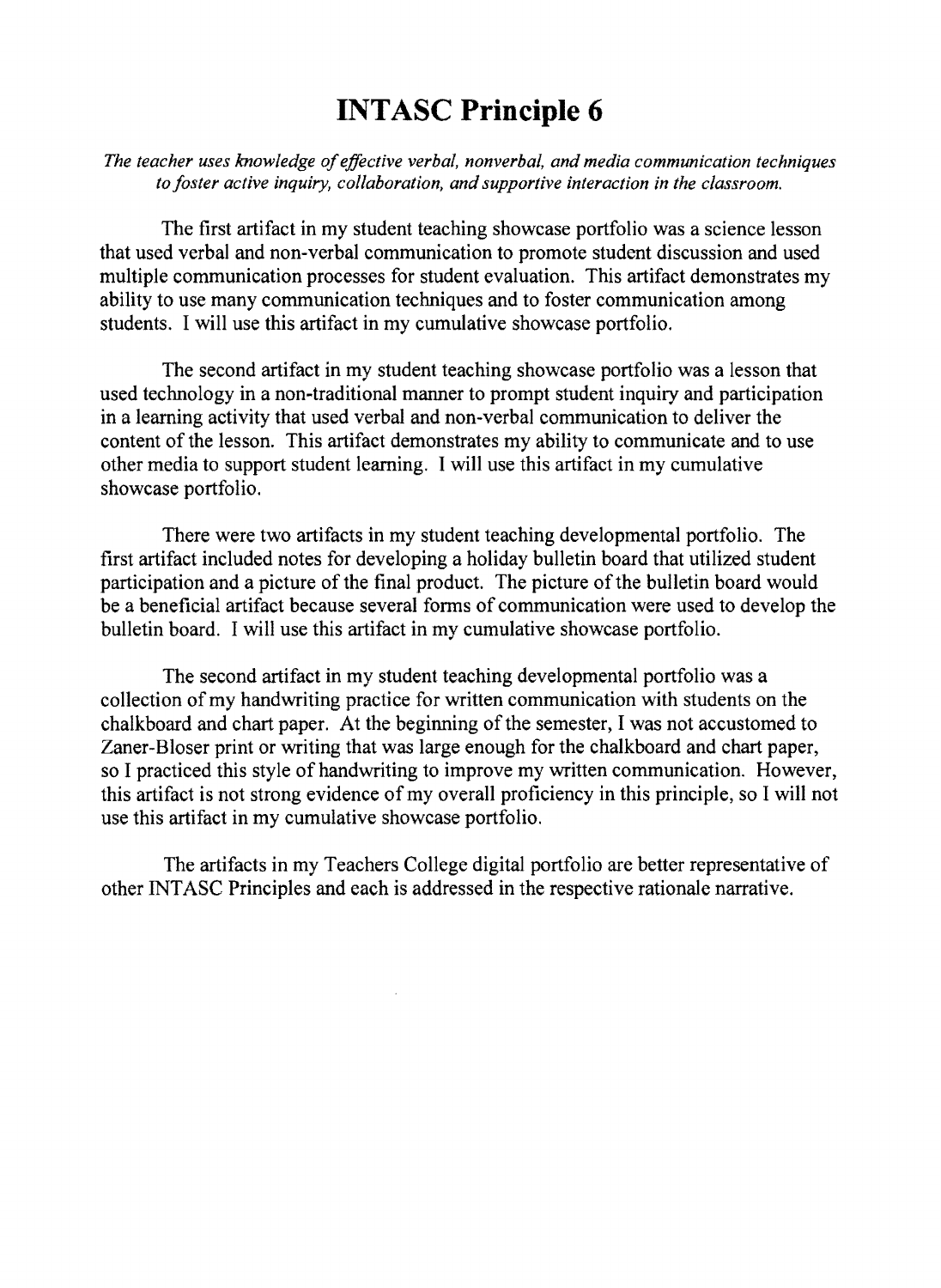# INTASC Principle 6

*The teacher uses knowledge of effective verbal, nonverbal, and media communication techniques to foster active inquiry, collaboration, and supportive interaction in the classroom.*

The first artifact in my student teaching showcase portfolio was a science lesson that used verbal and non-verbal communication to promote student discussion and used multiple communication processes for student evaluation. This artifact demonstrates my ability to use many communication techniques and to foster communication among students. I will use this artifact in my cumulative showcase portfolio.

The second artifact in my student teaching showcase portfolio was a lesson that used technology in a non-traditional manner to prompt student inquiry and participation in a learning activity that used verbal and non-verbal communication to deliver the content of the lesson. This artifact demonstrates my ability to communicate and to use other media to support student learning. I will use this artifact in my cumulative showcase portfolio.

There were two artifacts in my student teaching developmental portfolio. The first artifact included notes for developing a holiday bulletin board that utilized student participation and a picture of the final product. The picture of the bulletin board would be a beneficial artifact because several forms of communication were used to develop the bulletin board. I will use this artifact in my cumulative showcase portfolio.

The second artifact in my student teaching developmental portfolio was a collection of my handwriting practice for written communication with students on the chalkboard and chart paper. At the beginning of the semester, I was not accustomed to Zaner-Bloser print or writing that was large enough for the chalkboard and chart paper, so I practiced this style of handwriting to improve my written communication. However, this artifact is not strong evidence of my overall proficiency in this principle, so I will not use this artifact in my cumulative showcase portfolio.

The artifacts in my Teachers College digital portfolio are better representative of other INTASC Principles and each is addressed in the respective rationale narrative.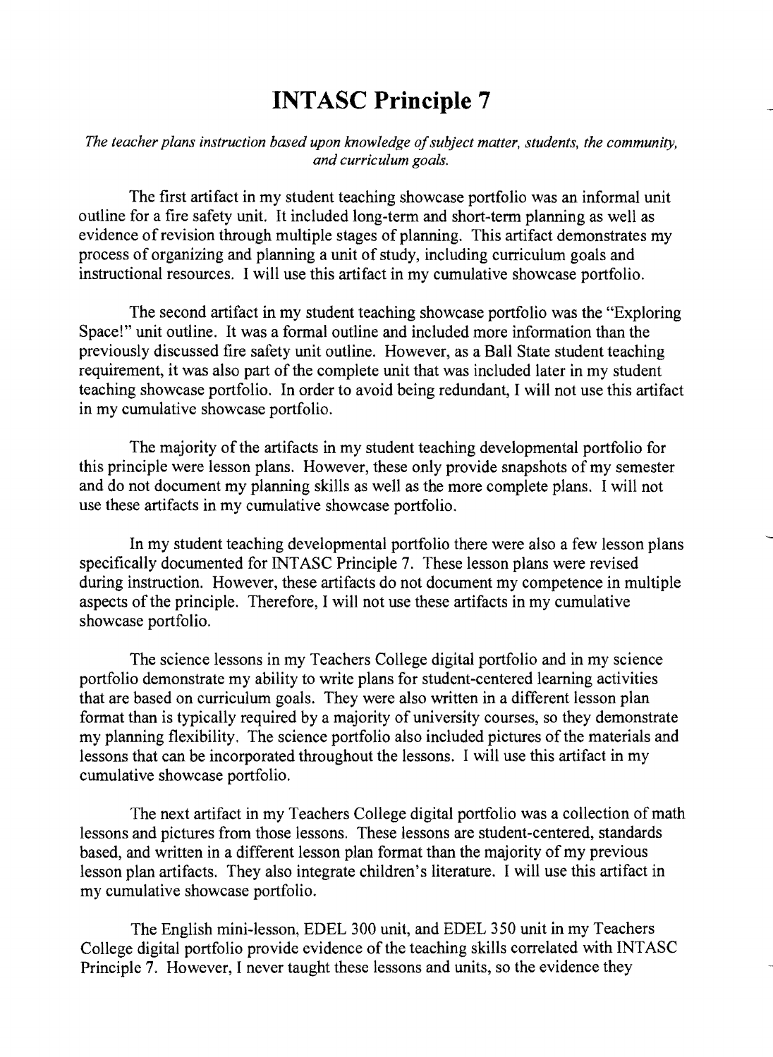# INTASC Principle 7

*The teacher plans instruction based upon knowledge of subject matter, students, the community, and curriculum goals.*

The first artifact in my student teaching showcase portfolio was an informal unit outline for a fire safety unit. It included long-term and short-term planning as well as evidence of revision through multiple stages of planning. This artifact demonstrates my process of organizing and planning a unit of study, including curriculum goals and instructional resources. I will use this artifact in my cumulative showcase portfolio.

The second artifact in my student teaching showcase portfolio was the "Exploring Space!" unit outline. It was a formal outline and included more information than the previously discussed fire safety unit outline. However, as a Ball State student teaching requirement, it was also part of the complete unit that was included later in my student teaching showcase portfolio. In order to avoid being redundant, I will not use this artifact in my cumulative showcase portfolio.

The majority of the artifacts in my student teaching developmental portfolio for this principle were lesson plans. However, these only provide snapshots of my semester and do not document my planning skills as well as the more complete plans. I will not use these artifacts in my cumulative showcase portfolio.

In my student teaching developmental portfolio there were also a few lesson plans specifically documented for INTASC Principle 7. These lesson plans were revised during instruction. However, these artifacts do not document my competence in multiple aspects of the principle. Therefore, I will not use these artifacts in my cumulative showcase portfolio.

The science lessons in my Teachers College digital portfolio and in my science portfolio demonstrate my ability to write plans for student-centered learning activities that are based on curriculum goals. They were also written in a different lesson plan format than is typically required by a majority of university courses, so they demonstrate my planning flexibility. The science portfolio also included pictures of the materials and lessons that can be incorporated throughout the lessons. I will use this artifact in my cumulative showcase portfolio.

The next artifact in my Teachers College digital portfolio was a collection of math lessons and pictures from those lessons. These lessons are student-centered, standards based, and written in a different lesson plan format than the majority of my previous lesson plan artifacts. They also integrate children's literature. I will use this artifact in my cumulative showcase portfolio.

The English mini-lesson, EDEL 300 unit, and EDEL 350 unit in my Teachers College digital portfolio provide evidence of the teaching skills correlated with INTASC Principle 7. However, I never taught these lessons and units, so the evidence they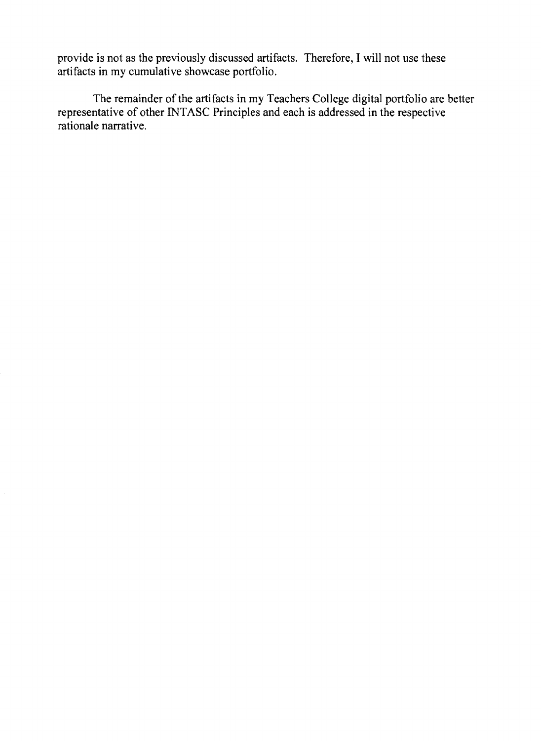provide is not as the previously discussed artifacts. Therefore, I will not use these artifacts in my cumulative showcase portfolio.

The remainder of the artifacts in my Teachers College digital portfolio are better representative of other INTASC Principles and each is addressed in the respective rationale narrative.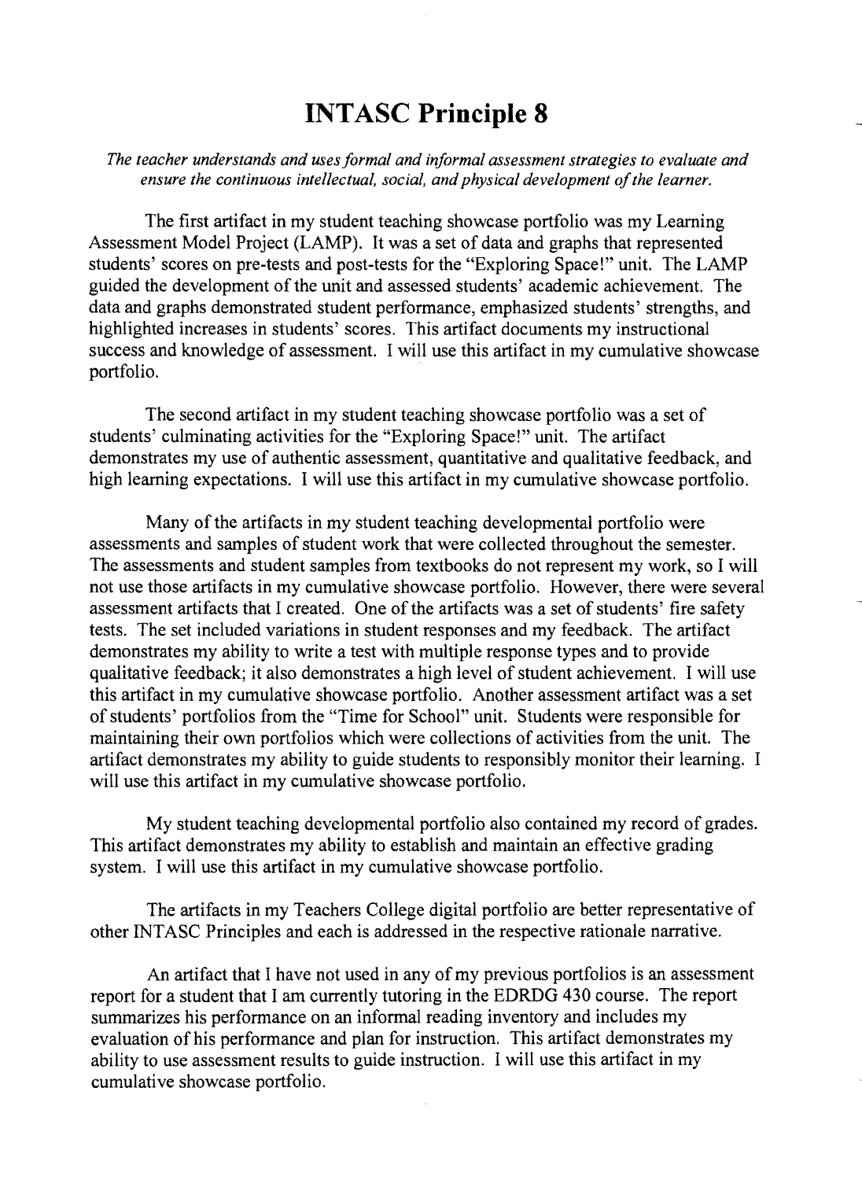# INTASC Principle 8

*The teacher understands and uses formal and informal assessment strategies to evaluate and ensure the continuous intellectual, social, and physical development of the learner.*

The first artifact in my student teaching showcase portfolio was my Learning Assessment Model Project (LAMP). It was a set of data and graphs that represented students' scores on pre-tests and post-tests for the "Exploring Space!" unit. The LAMP guided the development of the unit and assessed students' academic achievement. The data and graphs demonstrated student performance, emphasized students' strengths, and highlighted increases in students' scores. This artifact documents my instructional success and knowledge of assessment. I will use this artifact in my cumulative showcase portfolio.

The second artifact in my student teaching showcase portfolio was a set of students' culminating activities for the "Exploring Space!" unit. The artifact demonstrates my use of authentic assessment, quantitative and qualitative feedback, and high learning expectations. I will use this artifact in my cumulative showcase portfolio.

Many of the artifacts in my student teaching developmental portfolio were assessments and samples of student work that were collected throughout the semester. The assessments and student samples from textbooks do not represent my work, so I will not use those artifacts in my cumulative showcase portfolio. However, there were several assessment artifacts that I created. One of the artifacts was a set of students' fire safety tests. The set included variations in student responses and my feedback. The artifact demonstrates my ability to write a test with multiple response types and to provide qualitative feedback; it also demonstrates a high level of student achievement. I will use this artifact in my cumulative showcase portfolio. Another assessment artifact was a set of students' portfolios from the "Time for School" unit. Students were responsible for maintaining their own portfolios which were collections of activities from the unit. The artifact demonstrates my ability to guide students to responsibly monitor their learning. I will use this artifact in my cumulative showcase portfolio.

My student teaching developmental portfolio also contained my record of grades. This artifact demonstrates my ability to establish and maintain an effective grading system. I will use this artifact in my cumulative showcase portfolio.

The artifacts in my Teachers College digital portfolio are better representative of other INTASC Principles and each is addressed in the respective rationale narrative.

An artifact that I have not used in any of my previous portfolios is an assessment report for a student that I am currently tutoring in the EDRDG 430 course. The report summarizes his performance on an informal reading inventory and includes my evaluation of his performance and plan for instruction. This artifact demonstrates my ability to use assessment results to guide instruction. I will use this artifact in my cumulative showcase portfolio.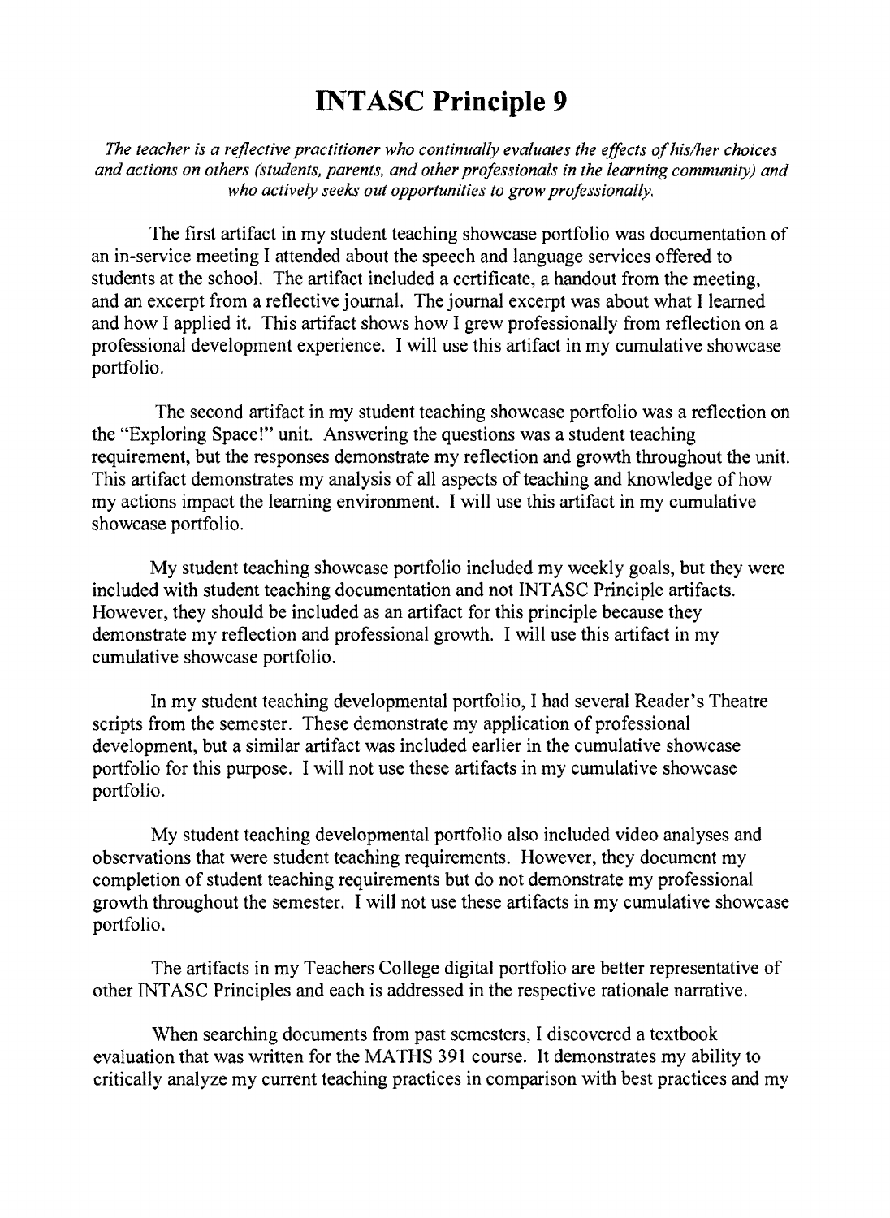# INTASC Principle 9

*The teacher is a reflective practitioner who continually evaluates the effects of his/her choices and actions on others (students, parents, and other professionals in the learning community) and who actively seeks out opportunities to grow professionally.*

The first artifact in my student teaching showcase portfolio was documentation of an in-service meeting I attended about the speech and language services offered to students at the school. The artifact included a certificate, a handout from the meeting, and an excerpt from a reflective journal. The journal excerpt was about what I learned and how I applied it. This artifact shows how I grew professionally from reflection on a professional development experience. I will use this artifact in my cumulative showcase portfolio.

The second artifact in my student teaching showcase portfolio was a reflection on the "Exploring Space!" unit. Answering the questions was a student teaching requirement, but the responses demonstrate my reflection and growth throughout the unit. This artifact demonstrates my analysis of all aspects of teaching and knowledge of how my actions impact the learning environment. I will use this artifact in my cumulative showcase portfolio.

My student teaching showcase portfolio included my weekly goals, but they were included with student teaching documentation and not INTASC Principle artifacts. However, they should be included as an artifact for this principle because they demonstrate my reflection and professional growth. I will use this artifact in my cumulative showcase portfolio.

In my student teaching developmental portfolio, I had several Reader's Theatre scripts from the semester. These demonstrate my application of professional development, but a similar artifact was included earlier in the cumulative showcase portfolio for this purpose. I will not use these artifacts in my cumulative showcase portfolio.

My student teaching developmental portfolio also included video analyses and observations that were student teaching requirements. However, they document my completion of student teaching requirements but do not demonstrate my professional growth throughout the semester. I will not use these artifacts in my cumulative showcase portfolio.

The artifacts in my Teachers College digital portfolio are better representative of other INTASC Principles and each is addressed in the respective rationale narrative.

When searching documents from past semesters, I discovered a textbook evaluation that was written for the MATHS 391 course. It demonstrates my ability to critically analyze my current teaching practices in comparison with best practices and my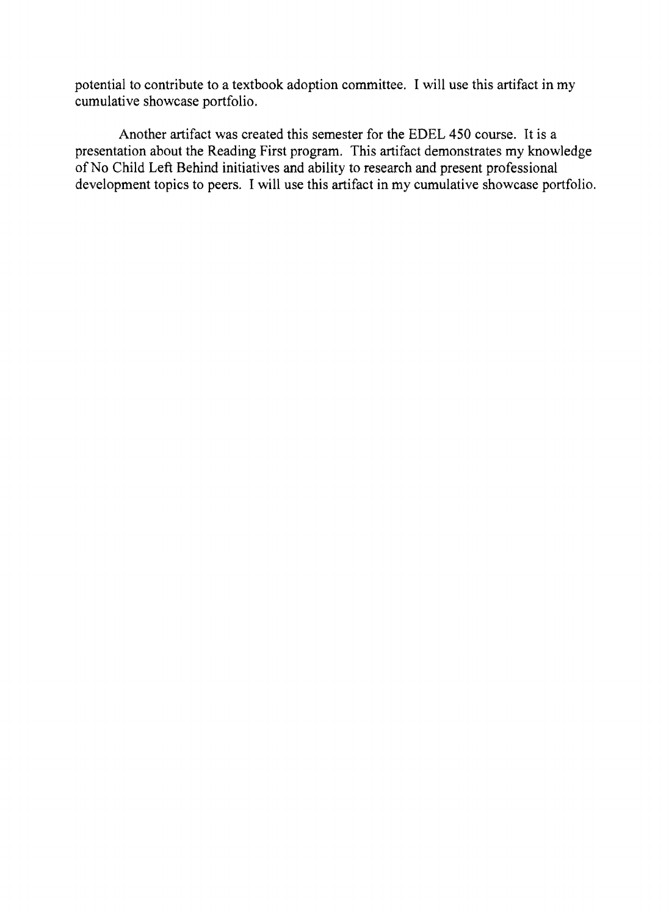potential to contribute to a textbook adoption committee. I will use this artifact in my cumulative showcase portfolio.

Another artifact was created this semester for the EDEL 450 course. It is a presentation about the Reading First program. This artifact demonstrates my knowledge of No Child Left Behind initiatives and ability to research and present professional development topics to peers. I will use this artifact in my cumulative showcase portfolio.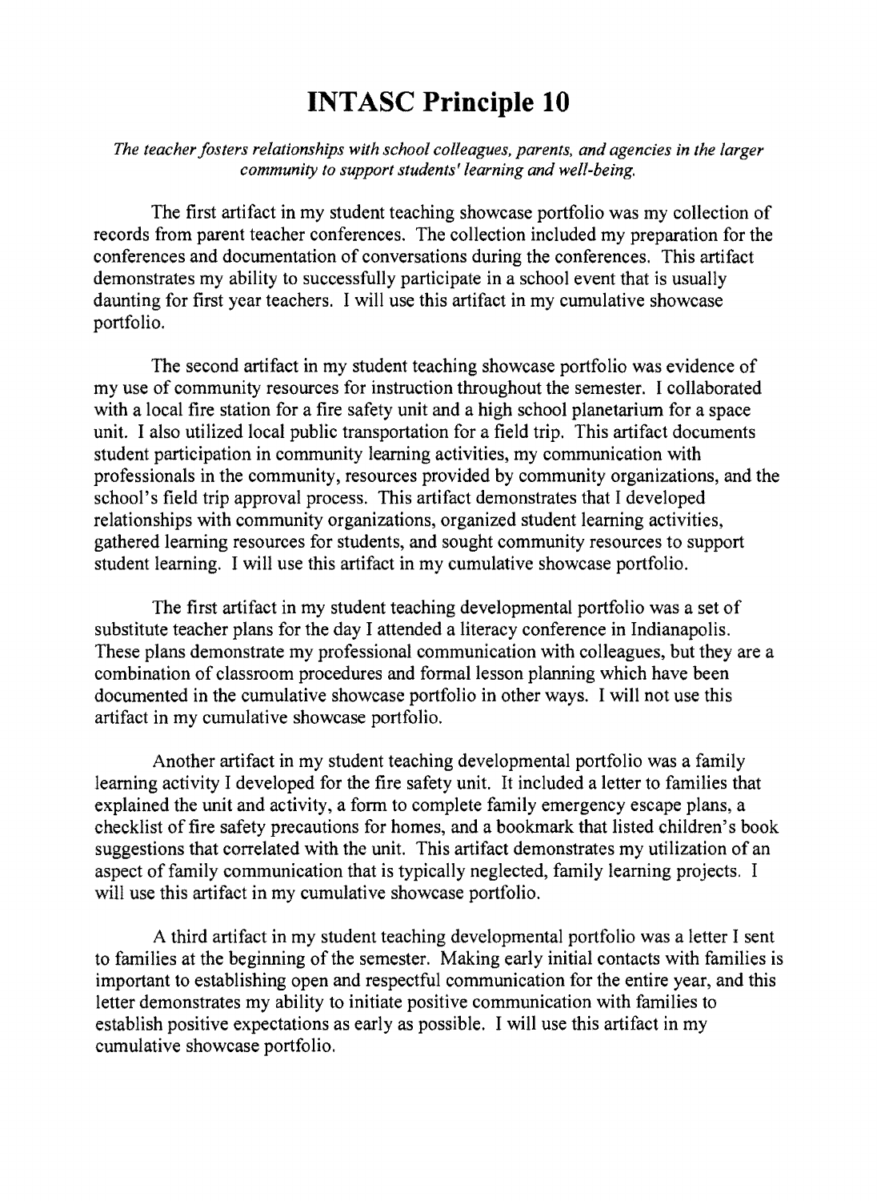# INTASC Principle 10

*The teacher fosters relationships with school colleagues, parents, and agencies in the larger community to support students' learning and well-being.*

The first artifact in my student teaching showcase portfolio was my collection of records from parent teacher conferences. The collection included my preparation for the conferences and documentation of conversations during the conferences. This artifact demonstrates my ability to successfully participate in a school event that is usually daunting for first year teachers. I will use this artifact in my cumulative showcase portfolio.

The second artifact in my student teaching showcase portfolio was evidence of my use of community resources for instruction throughout the semester. I collaborated with a local fire station for a fire safety unit and a high school planetarium for a space unit. I also utilized local public transportation for a field trip. This artifact documents student participation in community learning activities, my communication with professionals in the community, resources provided by community organizations, and the school's field trip approval process. This artifact demonstrates that I developed relationships with community organizations, organized student learning activities, gathered learning resources for students, and sought community resources to support student learning. I will use this artifact in my cumulative showcase portfolio.

The first artifact in my student teaching developmental portfolio was a set of substitute teacher plans for the day I attended a literacy conference in Indianapolis. These plans demonstrate my professional communication with colleagues, but they are a combination of classroom procedures and formal lesson planning which have been documented in the cumulative showcase portfolio in other ways. I will not use this artifact in my cumulative showcase portfolio.

Another artifact in my student teaching developmental portfolio was a family learning activity I developed for the fire safety unit. It included a letter to families that explained the unit and activity, a form to complete family emergency escape plans, a checklist of fire safety precautions for homes, and a bookmark that listed children's book suggestions that correlated with the unit. This artifact demonstrates my utilization of an aspect of family communication that is typically neglected, family learning projects. I will use this artifact in my cumulative showcase portfolio.

A third artifact in my student teaching developmental portfolio was a letter I sent to families at the beginning of the semester. Making early initial contacts with families is important to establishing open and respectful communication for the entire year, and this letter demonstrates my ability to initiate positive communication with families to establish positive expectations as early as possible. I will use this artifact in my cumulative showcase portfolio.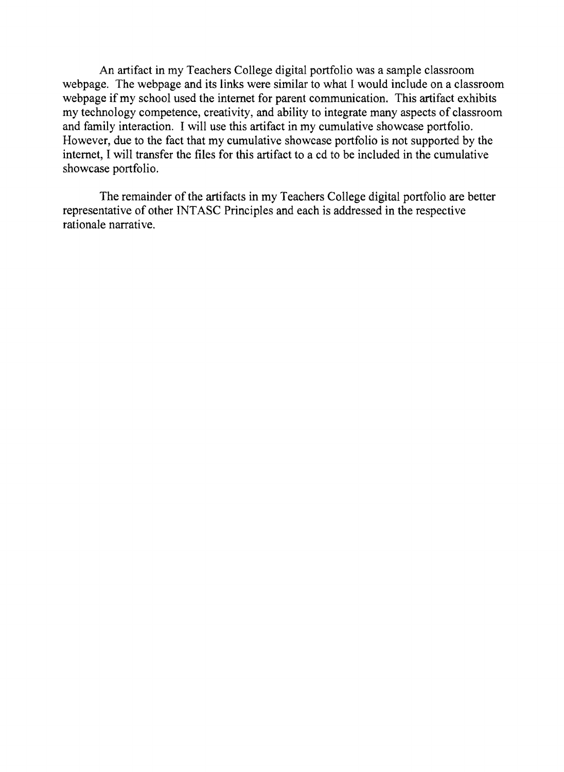An artifact in my Teachers College digital portfolio was a sample classroom webpage. The webpage and its links were similar to what I would include on a classroom webpage if my school used the internet for parent communication. This artifact exhibits my technology competence, creativity, and ability to integrate many aspects of classroom and family interaction. I will use this artifact in my cumulative showcase portfolio. However, due to the fact that my cumulative showcase portfolio is not supported by the internet, I will transfer the files for this artifact to a cd to be included in the cumulative showcase portfolio.

The remainder of the artifacts in my Teachers College digital portfolio are better representative of other INTASC Principles and each is addressed in the respective rationale narrative.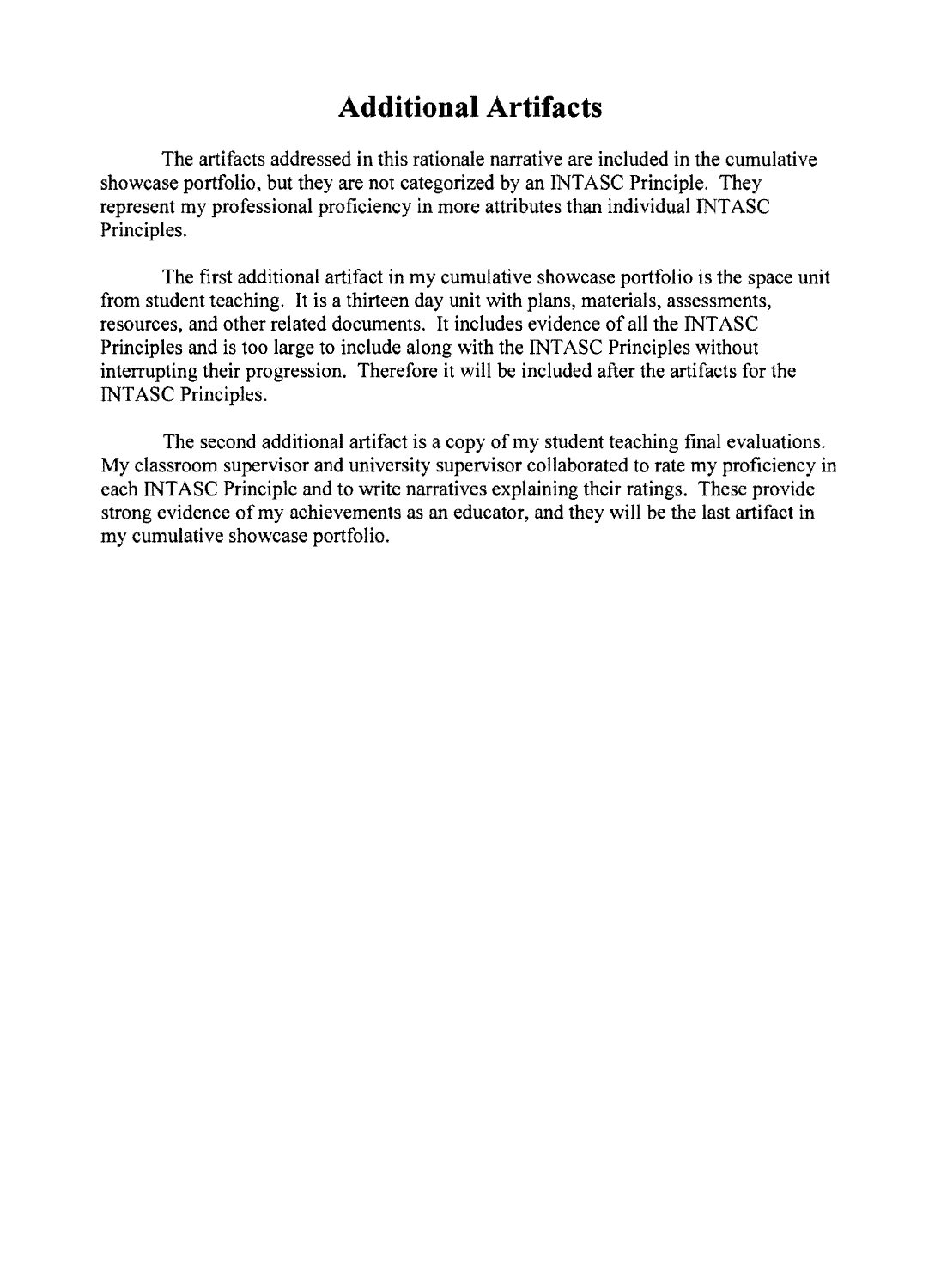# Additional Artifacts

The artifacts addressed in this rationale narrative are included in the cumulative showcase portfolio, but they are not categorized by an INTASC Principle. They represent my professional proficiency in more attributes than individual INTASC Principles.

The first additional artifact in my cumulative showcase portfolio is the space unit from student teaching. It is a thirteen day unit with plans, materials, assessments, resources, and other related documents. It includes evidence of all the INTASC Principles and is too large to include along with the INTASC Principles without interrupting their progression. Therefore it will be included after the artifacts for the INTASC Principles.

The second additional artifact is a copy of my student teaching final evaluations. My classroom supervisor and university supervisor collaborated to rate my proficiency in each INTASC Principle and to write narratives explaining their ratings. These provide strong evidence of my achievements as an educator, and they will be the last artifact in my cumulative showcase portfolio.